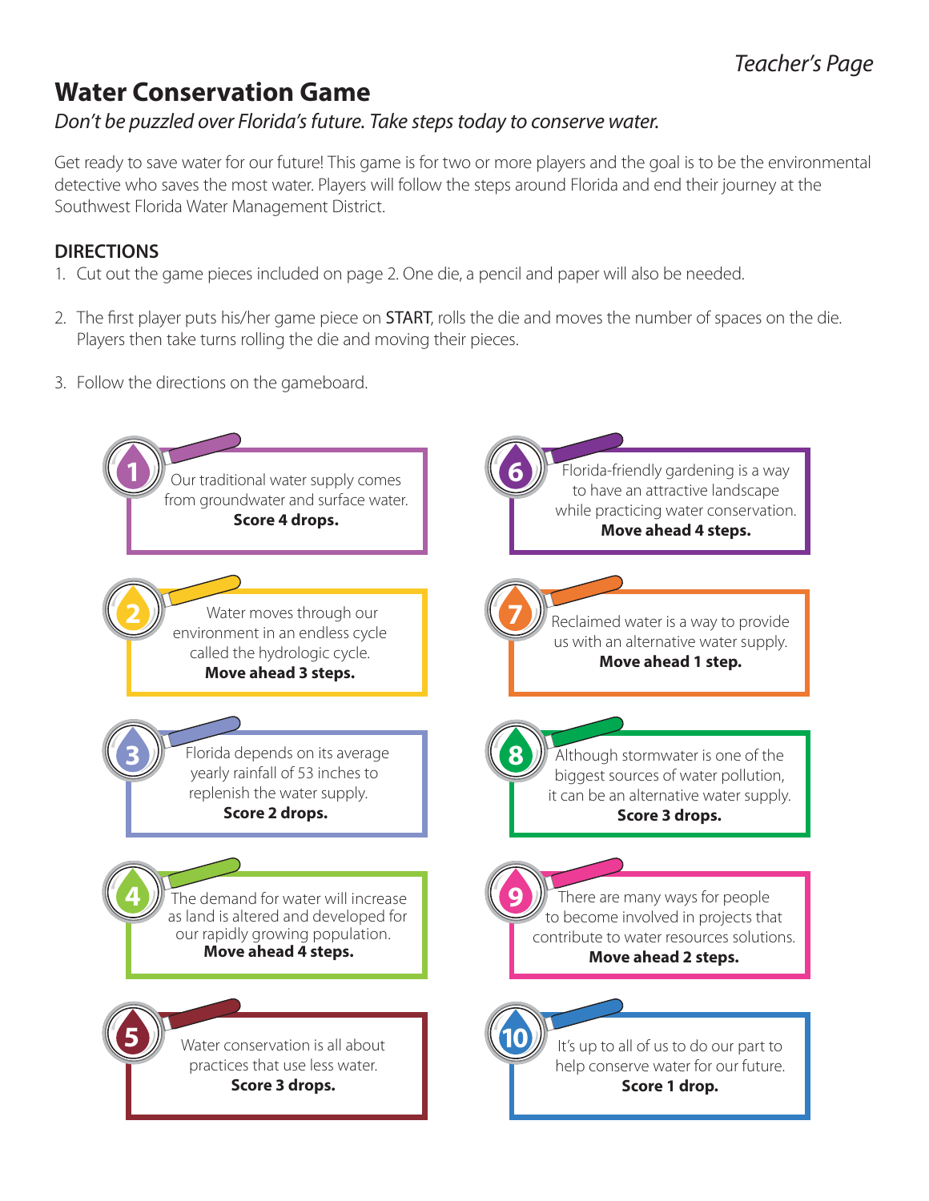Teacher's Page

# Water Conservation Game

*Don't be puzzled over Florida's future. Take steps today to conserve water.*

Get ready to save water for our future! This game is for two or more players and the goal is to be the environmental detective who saves the most water. Players will follow the steps around Florida and end their journey at the Southwest Florida Water Management District.

## DIRECTIONS

1. Cut out the game pieces included on page 2. One die, a pencil and paper will also be needed.
2. The first player puts his/her game piece on START, rolls the die and moves the number of spaces on the die. Players then take turns rolling the die and moving their pieces.
3. Follow the directions on the gameboard.

**1** Our traditional water supply comes from groundwater and surface water. **Score 4 drops.**

**2** Water moves through our environment in an endless cycle called the hydrologic cycle. **Move ahead 3 steps.**

**3** Florida depends on its average yearly rainfall of 53 inches to replenish the water supply. **Score 2 drops.**

**4** The demand for water will increase as land is altered and developed for our rapidly growing population. **Move ahead 4 steps.**

**5** Water conservation is all about practices that use less water. **Score 3 drops.**

**6** Florida-friendly gardening is a way to have an attractive landscape while practicing water conservation. **Move ahead 4 steps.**

**7** Reclaimed water is a way to provide us with an alternative water supply. **Move ahead 1 step.**

**8** Although stormwater is one of the biggest sources of water pollution, it can be an alternative water supply. **Score 3 drops.**

**9** There are many ways for people to become involved in projects that contribute to water resources solutions. **Move ahead 2 steps.**

**10** It's up to all of us to do our part to help conserve water for our future. **Score 1 drop.**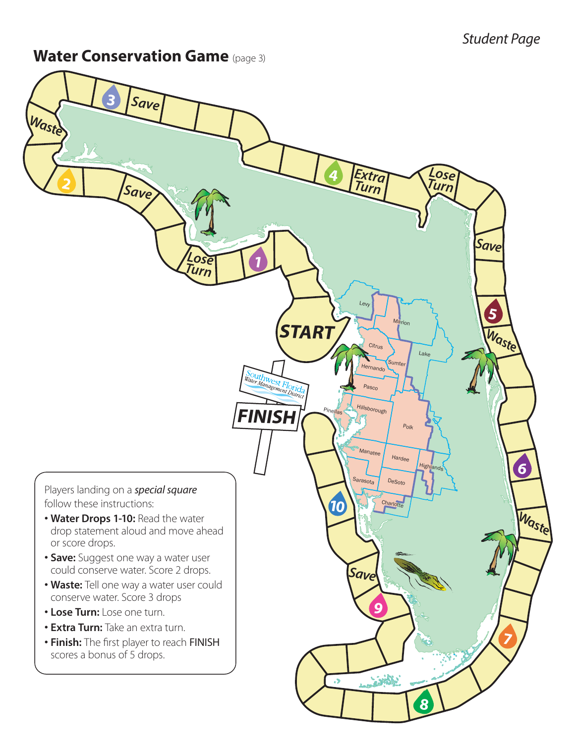## Water Conservation Game (page 3)

Players landing on a ***special square*** follow these instructions:

- **Water Drops 1-10:** Read the water drop statement aloud and move ahead or score drops.
- **Save:** Suggest one way a water user could conserve water. Score 2 drops.
- **Waste:** Tell one way a water user could conserve water. Score 3 drops
- **Lose Turn:** Lose one turn.
- **Extra Turn:** Take an extra turn.
- **Finish:** The first player to reach FINISH scores a bonus of 5 drops.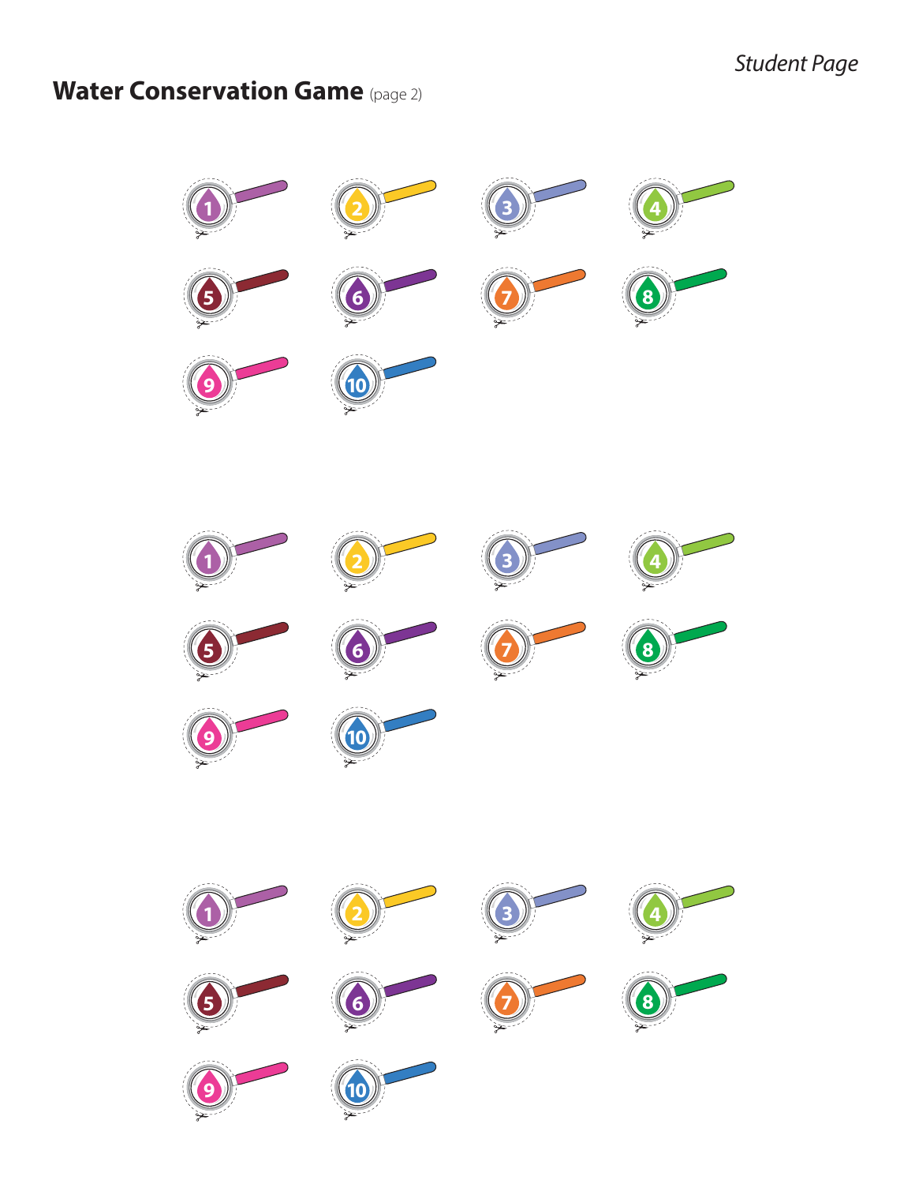*Student Page*

## Water Conservation Game (page 2)

1 2 3 4
5 6 7 8
9 10

1 2 3 4
5 6 7 8
9 10

1 2 3 4
5 6 7 8
9 10